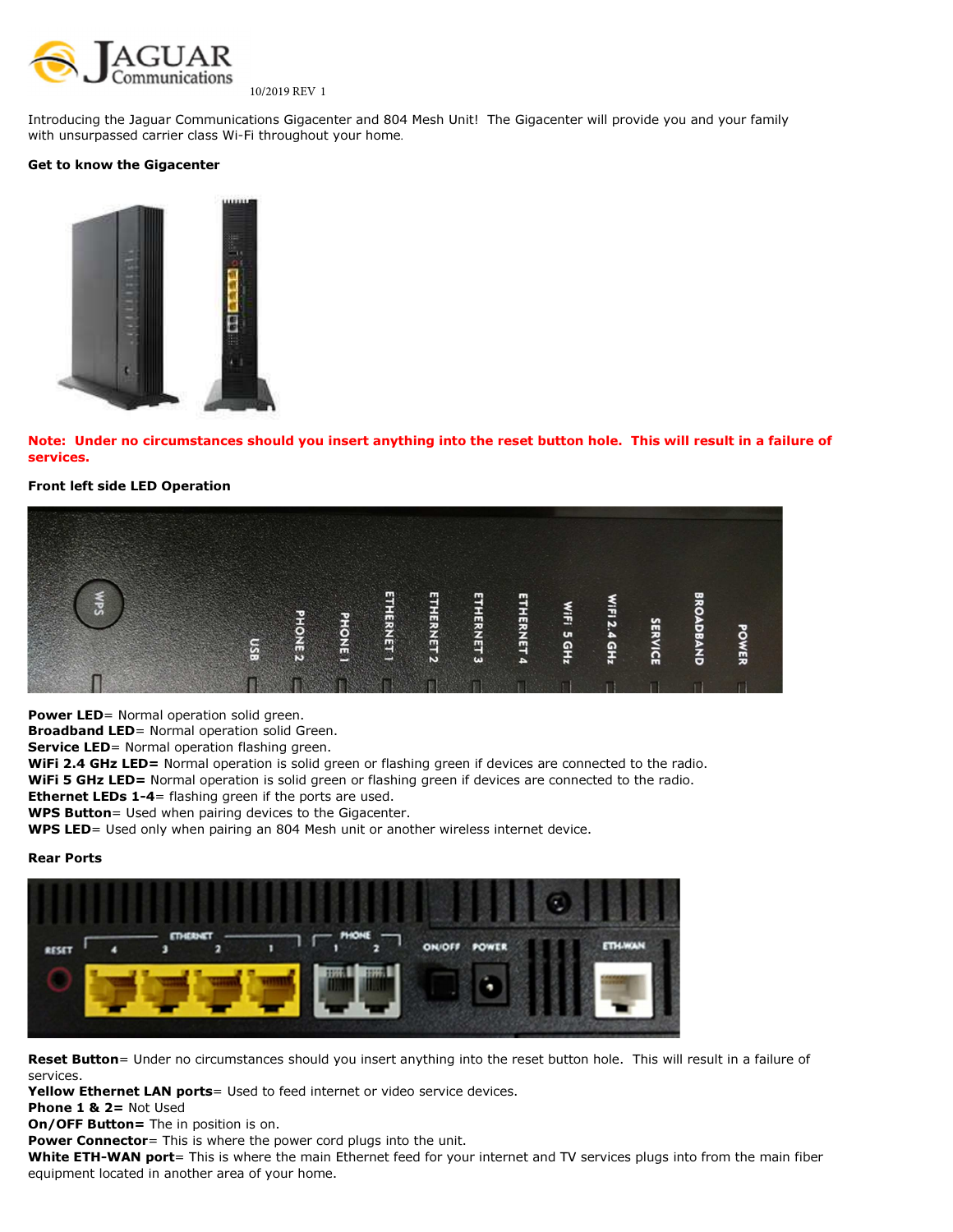10/2019 REV 1

Introducing the Jaguar Communications Gigacenter and 804 Mesh Unit! The Gigacenter will provide you and your family with unsurpassed carrier class Wi-Fi throughout your home.

**Get to know the Gigacenter**

**Note: Under no circumstances should you insert anything into the reset button hole. This will result in a failure of services.**

**Front left side LED Operation**

**Power LED**= Normal operation solid green.
**Broadband LED**= Normal operation solid Green.
**Service LED**= Normal operation flashing green.
**WiFi 2.4 GHz LED=** Normal operation is solid green or flashing green if devices are connected to the radio.
**WiFi 5 GHz LED=** Normal operation is solid green or flashing green if devices are connected to the radio.
**Ethernet LEDs 1-4**= flashing green if the ports are used.
**WPS Button**= Used when pairing devices to the Gigacenter.
**WPS LED**= Used only when pairing an 804 Mesh unit or another wireless internet device.

**Rear Ports**

**Reset Button**= Under no circumstances should you insert anything into the reset button hole. This will result in a failure of services.
**Yellow Ethernet LAN ports**= Used to feed internet or video service devices.
**Phone 1 & 2=** Not Used
**On/OFF Button=** The in position is on.
**Power Connector**= This is where the power cord plugs into the unit.
**White ETH-WAN port**= This is where the main Ethernet feed for your internet and TV services plugs into from the main fiber equipment located in another area of your home.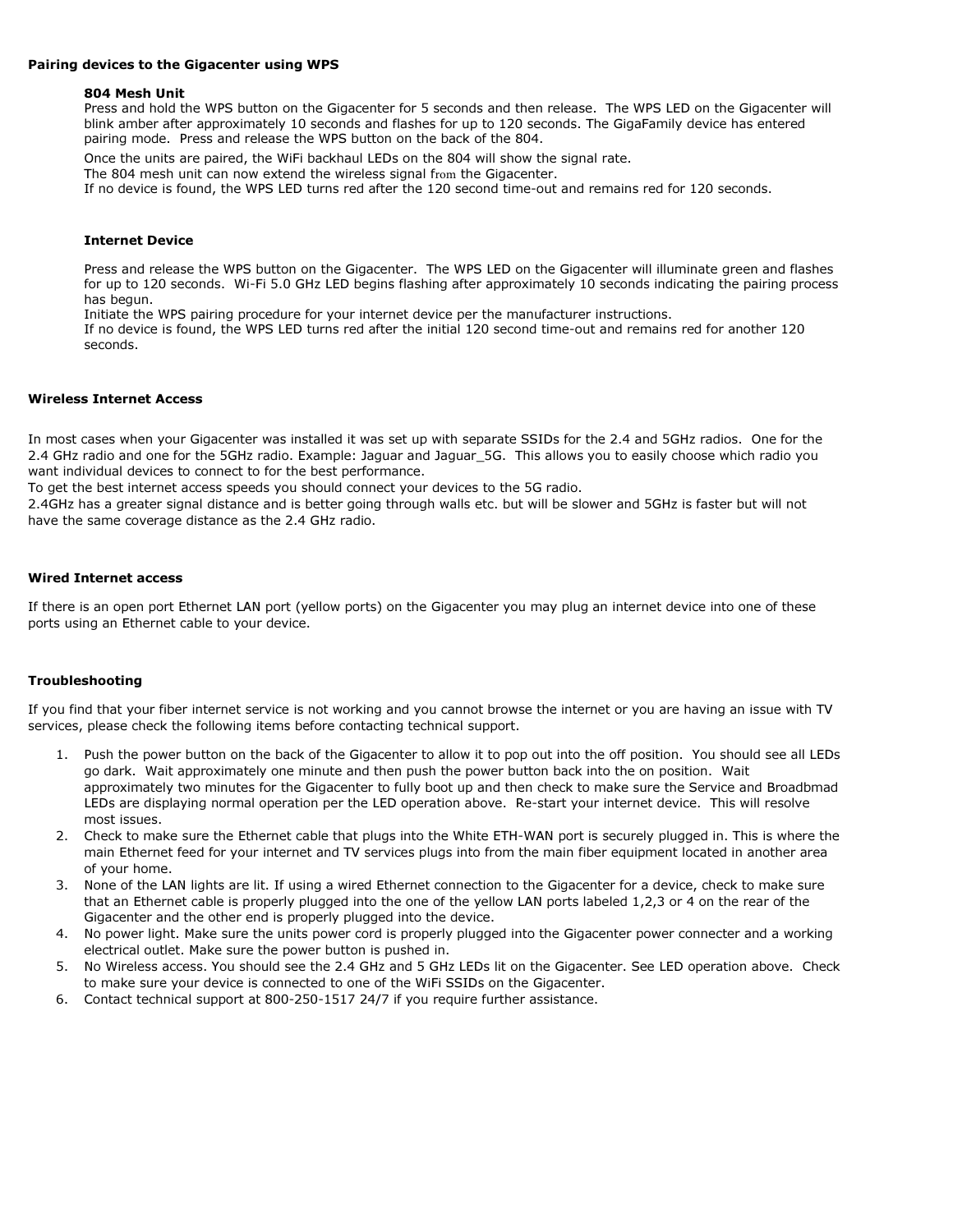**Pairing devices to the Gigacenter using WPS**

**804 Mesh Unit**

Press and hold the WPS button on the Gigacenter for 5 seconds and then release. The WPS LED on the Gigacenter will blink amber after approximately 10 seconds and flashes for up to 120 seconds. The GigaFamily device has entered pairing mode. Press and release the WPS button on the back of the 804.

Once the units are paired, the WiFi backhaul LEDs on the 804 will show the signal rate.
The 804 mesh unit can now extend the wireless signal from the Gigacenter.
If no device is found, the WPS LED turns red after the 120 second time-out and remains red for 120 seconds.

**Internet Device**

Press and release the WPS button on the Gigacenter. The WPS LED on the Gigacenter will illuminate green and flashes for up to 120 seconds. Wi-Fi 5.0 GHz LED begins flashing after approximately 10 seconds indicating the pairing process has begun.
Initiate the WPS pairing procedure for your internet device per the manufacturer instructions.
If no device is found, the WPS LED turns red after the initial 120 second time-out and remains red for another 120 seconds.

**Wireless Internet Access**

In most cases when your Gigacenter was installed it was set up with separate SSIDs for the 2.4 and 5GHz radios. One for the 2.4 GHz radio and one for the 5GHz radio. Example: Jaguar and Jaguar_5G. This allows you to easily choose which radio you want individual devices to connect to for the best performance.
To get the best internet access speeds you should connect your devices to the 5G radio.
2.4GHz has a greater signal distance and is better going through walls etc. but will be slower and 5GHz is faster but will not have the same coverage distance as the 2.4 GHz radio.

**Wired Internet access**

If there is an open port Ethernet LAN port (yellow ports) on the Gigacenter you may plug an internet device into one of these ports using an Ethernet cable to your device.

**Troubleshooting**

If you find that your fiber internet service is not working and you cannot browse the internet or you are having an issue with TV services, please check the following items before contacting technical support.

1. Push the power button on the back of the Gigacenter to allow it to pop out into the off position. You should see all LEDs go dark. Wait approximately one minute and then push the power button back into the on position. Wait approximately two minutes for the Gigacenter to fully boot up and then check to make sure the Service and Broadbmad LEDs are displaying normal operation per the LED operation above. Re-start your internet device. This will resolve most issues.
2. Check to make sure the Ethernet cable that plugs into the White ETH-WAN port is securely plugged in. This is where the main Ethernet feed for your internet and TV services plugs into from the main fiber equipment located in another area of your home.
3. None of the LAN lights are lit. If using a wired Ethernet connection to the Gigacenter for a device, check to make sure that an Ethernet cable is properly plugged into the one of the yellow LAN ports labeled 1,2,3 or 4 on the rear of the Gigacenter and the other end is properly plugged into the device.
4. No power light. Make sure the units power cord is properly plugged into the Gigacenter power connecter and a working electrical outlet. Make sure the power button is pushed in.
5. No Wireless access. You should see the 2.4 GHz and 5 GHz LEDs lit on the Gigacenter. See LED operation above. Check to make sure your device is connected to one of the WiFi SSIDs on the Gigacenter.
6. Contact technical support at 800-250-1517 24/7 if you require further assistance.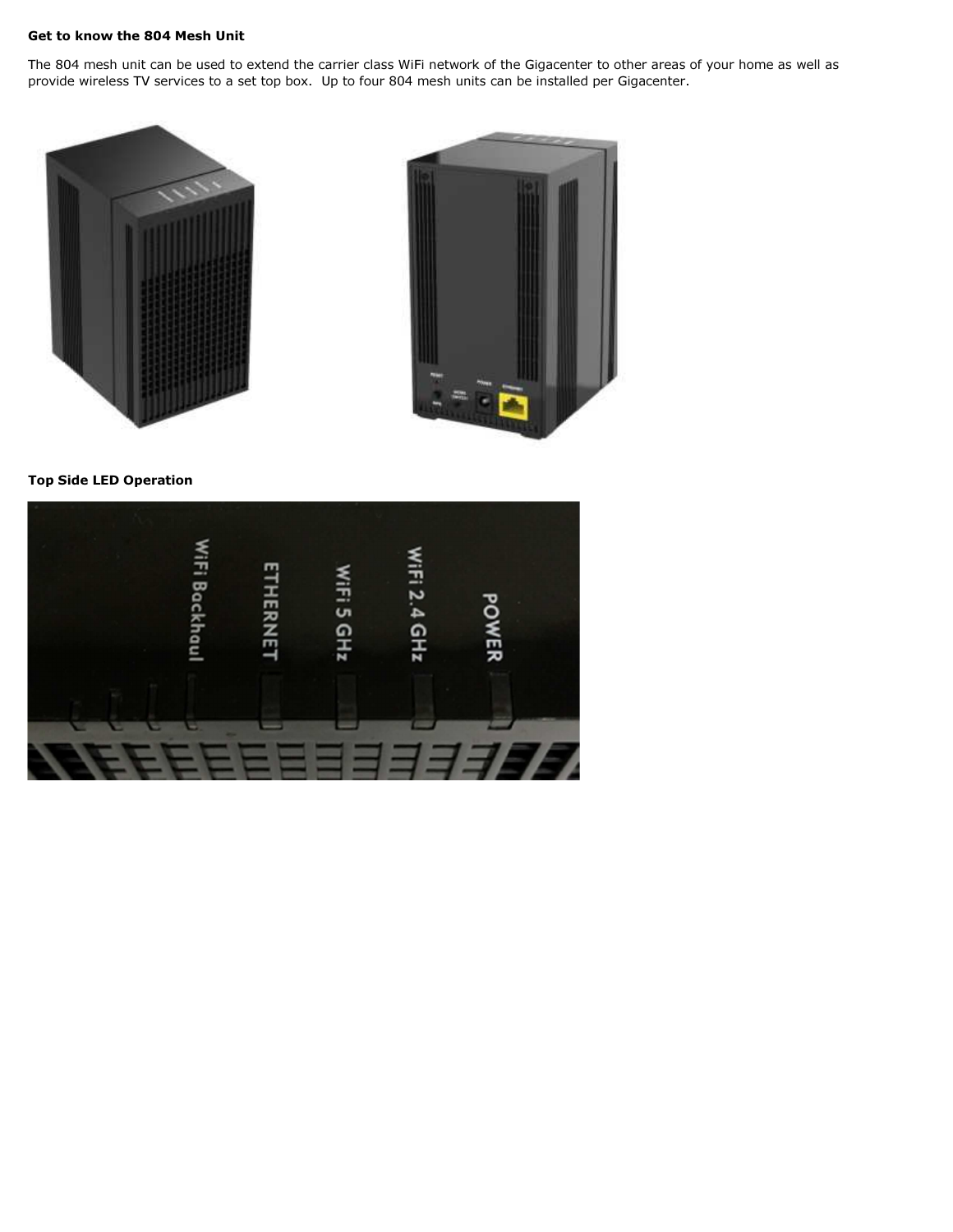**Get to know the 804 Mesh Unit**

The 804 mesh unit can be used to extend the carrier class WiFi network of the Gigacenter to other areas of your home as well as provide wireless TV services to a set top box. Up to four 804 mesh units can be installed per Gigacenter.

**Top Side LED Operation**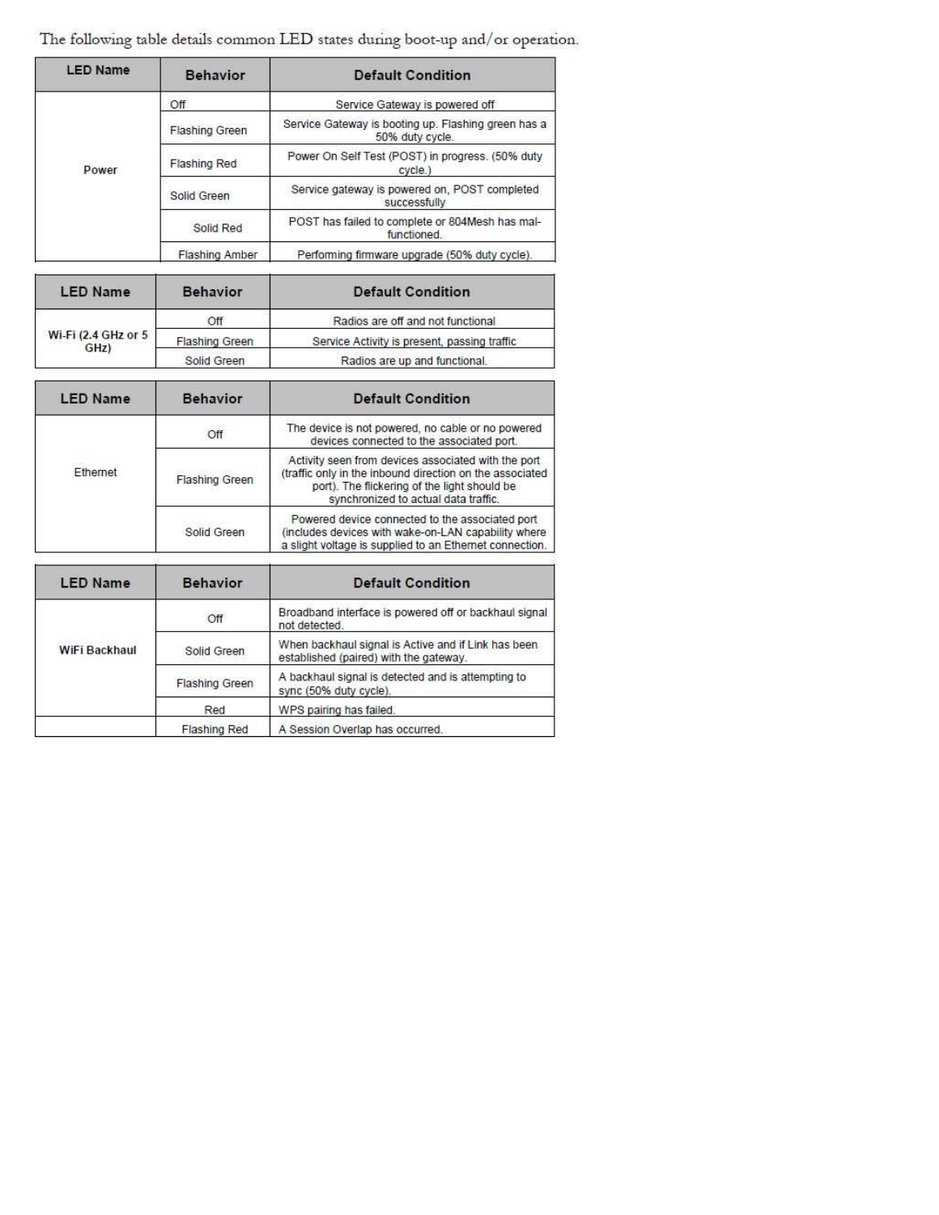The following table details common LED states during boot-up and/or operation.

| LED Name | Behavior | Default Condition |
|---|---|---|
| Power | Off | Service Gateway is powered off |
| | Flashing Green | Service Gateway is booting up. Flashing green has a 50% duty cycle. |
| | Flashing Red | Power On Self Test (POST) in progress. (50% duty cycle.) |
| | Solid Green | Service gateway is powered on, POST completed successfully |
| | Solid Red | POST has failed to complete or 804Mesh has mal-functioned. |
| | Flashing Amber | Performing firmware upgrade (50% duty cycle). |

| LED Name | Behavior | Default Condition |
|---|---|---|
| Wi-Fi (2.4 GHz or 5 GHz) | Off | Radios are off and not functional |
| | Flashing Green | Service Activity is present, passing traffic |
| | Solid Green | Radios are up and functional. |

| LED Name | Behavior | Default Condition |
|---|---|---|
| Ethernet | Off | The device is not powered, no cable or no powered devices connected to the associated port. |
| | Flashing Green | Activity seen from devices associated with the port (traffic only in the inbound direction on the associated port). The flickering of the light should be synchronized to actual data traffic. |
| | Solid Green | Powered device connected to the associated port (includes devices with wake-on-LAN capability where a slight voltage is supplied to an Ethernet connection. |

| LED Name | Behavior | Default Condition |
|---|---|---|
| WiFi Backhaul | Off | Broadband interface is powered off or backhaul signal not detected. |
| | Solid Green | When backhaul signal is Active and if Link has been established (paired) with the gateway. |
| | Flashing Green | A backhaul signal is detected and is attempting to sync (50% duty cycle). |
| | Red | WPS pairing has failed. |
| | Flashing Red | A Session Overlap has occurred. |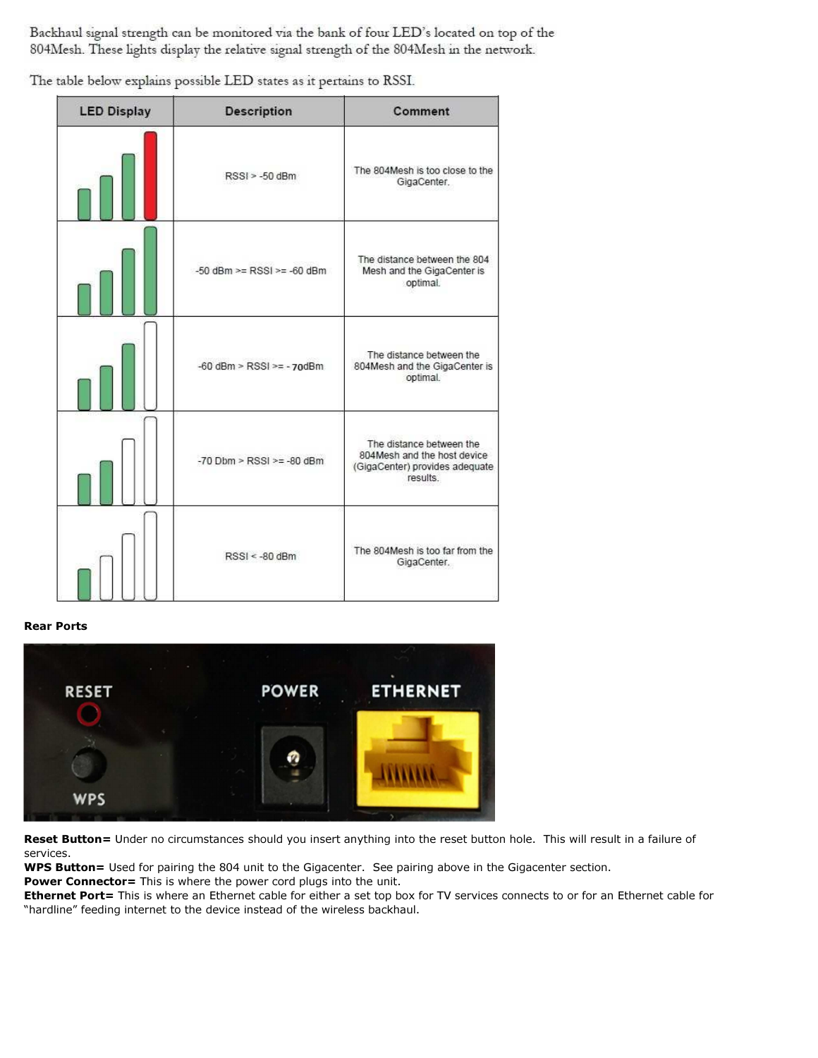Backhaul signal strength can be monitored via the bank of four LED's located on top of the 804Mesh. These lights display the relative signal strength of the 804Mesh in the network.

The table below explains possible LED states as it pertains to RSSI.

| LED Display | Description | Comment |
|---|---|---|
| | RSSI > -50 dBm | The 804Mesh is too close to the GigaCenter. |
| | -50 dBm >= RSSI >= -60 dBm | The distance between the 804 Mesh and the GigaCenter is optimal. |
| | -60 dBm > RSSI >= - 70dBm | The distance between the 804Mesh and the GigaCenter is optimal. |
| | -70 Dbm > RSSI >= -80 dBm | The distance between the 804Mesh and the host device (GigaCenter) provides adequate results. |
| | RSSI < -80 dBm | The 804Mesh is too far from the GigaCenter. |

**Rear Ports**

RESET

WPS

POWER

ETHERNET

**Reset Button=** Under no circumstances should you insert anything into the reset button hole. This will result in a failure of services.
**WPS Button=** Used for pairing the 804 unit to the Gigacenter. See pairing above in the Gigacenter section.
**Power Connector=** This is where the power cord plugs into the unit.
**Ethernet Port=** This is where an Ethernet cable for either a set top box for TV services connects to or for an Ethernet cable for "hardline" feeding internet to the device instead of the wireless backhaul.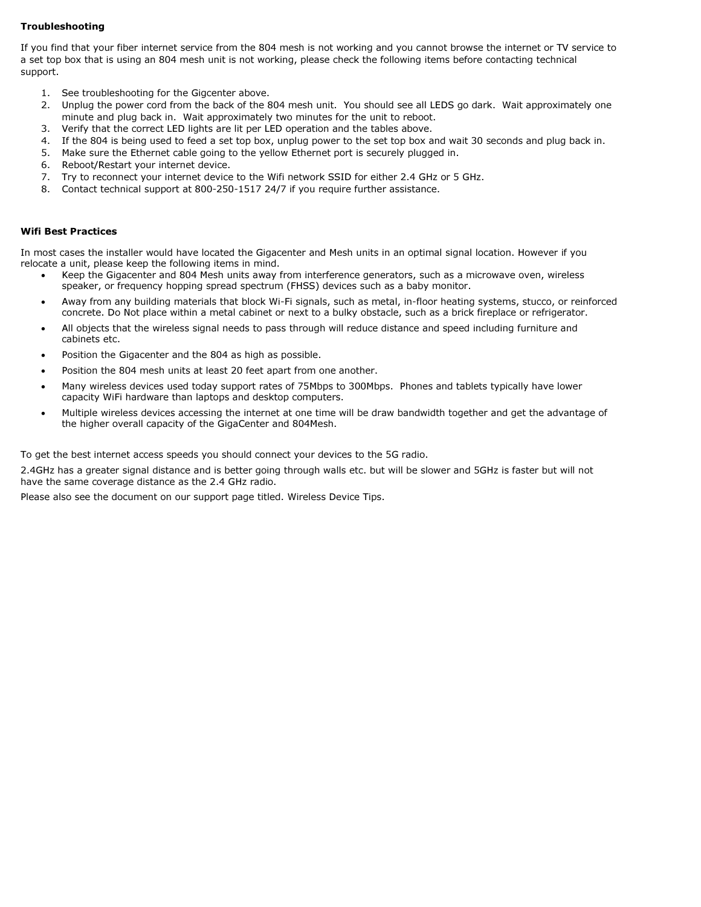**Troubleshooting**

If you find that your fiber internet service from the 804 mesh is not working and you cannot browse the internet or TV service to a set top box that is using an 804 mesh unit is not working, please check the following items before contacting technical support.

1. See troubleshooting for the Gigcenter above.
2. Unplug the power cord from the back of the 804 mesh unit. You should see all LEDS go dark. Wait approximately one minute and plug back in. Wait approximately two minutes for the unit to reboot.
3. Verify that the correct LED lights are lit per LED operation and the tables above.
4. If the 804 is being used to feed a set top box, unplug power to the set top box and wait 30 seconds and plug back in.
5. Make sure the Ethernet cable going to the yellow Ethernet port is securely plugged in.
6. Reboot/Restart your internet device.
7. Try to reconnect your internet device to the Wifi network SSID for either 2.4 GHz or 5 GHz.
8. Contact technical support at 800-250-1517 24/7 if you require further assistance.

**Wifi Best Practices**

In most cases the installer would have located the Gigacenter and Mesh units in an optimal signal location. However if you relocate a unit, please keep the following items in mind.

- Keep the Gigacenter and 804 Mesh units away from interference generators, such as a microwave oven, wireless speaker, or frequency hopping spread spectrum (FHSS) devices such as a baby monitor.
- Away from any building materials that block Wi-Fi signals, such as metal, in-floor heating systems, stucco, or reinforced concrete. Do Not place within a metal cabinet or next to a bulky obstacle, such as a brick fireplace or refrigerator.
- All objects that the wireless signal needs to pass through will reduce distance and speed including furniture and cabinets etc.
- Position the Gigacenter and the 804 as high as possible.
- Position the 804 mesh units at least 20 feet apart from one another.
- Many wireless devices used today support rates of 75Mbps to 300Mbps. Phones and tablets typically have lower capacity WiFi hardware than laptops and desktop computers.
- Multiple wireless devices accessing the internet at one time will be draw bandwidth together and get the advantage of the higher overall capacity of the GigaCenter and 804Mesh.

To get the best internet access speeds you should connect your devices to the 5G radio.

2.4GHz has a greater signal distance and is better going through walls etc. but will be slower and 5GHz is faster but will not have the same coverage distance as the 2.4 GHz radio.

Please also see the document on our support page titled. Wireless Device Tips.